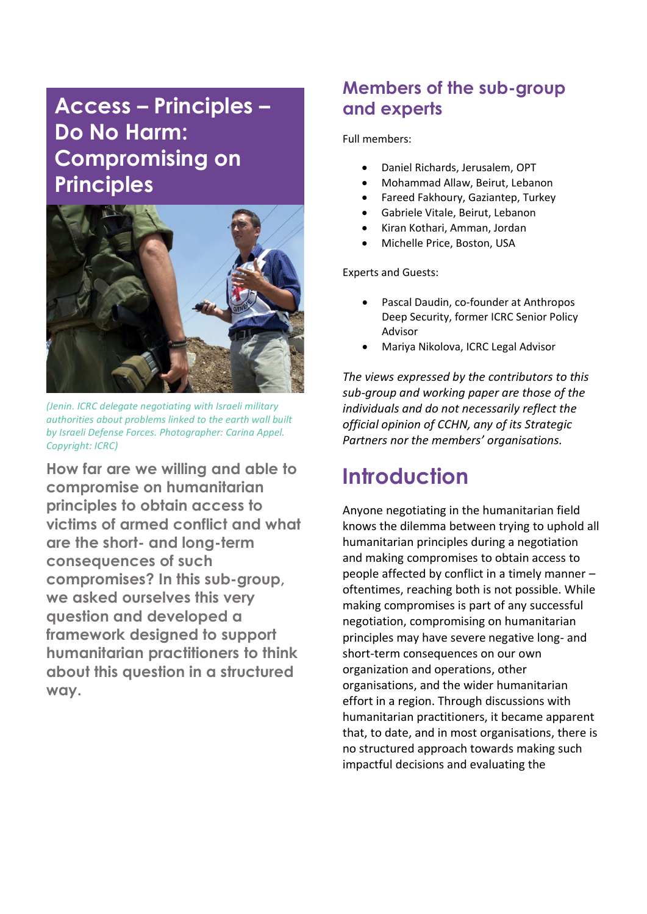# Access – Principles – Do No Harm: Compromising on Principles

*(Jenin. ICRC delegate negotiating with Israeli military authorities about problems linked to the earth wall built by Israeli Defense Forces. Photographer: Carina Appel. Copyright: ICRC)*

**How far are we willing and able to compromise on humanitarian principles to obtain access to victims of armed conflict and what are the short- and long-term consequences of such compromises? In this sub-group, we asked ourselves this very question and developed a framework designed to support humanitarian practitioners to think about this question in a structured way.**

## Members of the sub-group and experts

Full members:

- Daniel Richards, Jerusalem, OPT
- Mohammad Allaw, Beirut, Lebanon
- Fareed Fakhoury, Gaziantep, Turkey
- Gabriele Vitale, Beirut, Lebanon
- Kiran Kothari, Amman, Jordan
- Michelle Price, Boston, USA

Experts and Guests:

- Pascal Daudin, co-founder at Anthropos Deep Security, former ICRC Senior Policy Advisor
- Mariya Nikolova, ICRC Legal Advisor

*The views expressed by the contributors to this sub-group and working paper are those of the individuals and do not necessarily reflect the official opinion of CCHN, any of its Strategic Partners nor the members' organisations.*

# Introduction

Anyone negotiating in the humanitarian field knows the dilemma between trying to uphold all humanitarian principles during a negotiation and making compromises to obtain access to people affected by conflict in a timely manner – oftentimes, reaching both is not possible. While making compromises is part of any successful negotiation, compromising on humanitarian principles may have severe negative long- and short-term consequences on our own organization and operations, other organisations, and the wider humanitarian effort in a region. Through discussions with humanitarian practitioners, it became apparent that, to date, and in most organisations, there is no structured approach towards making such impactful decisions and evaluating the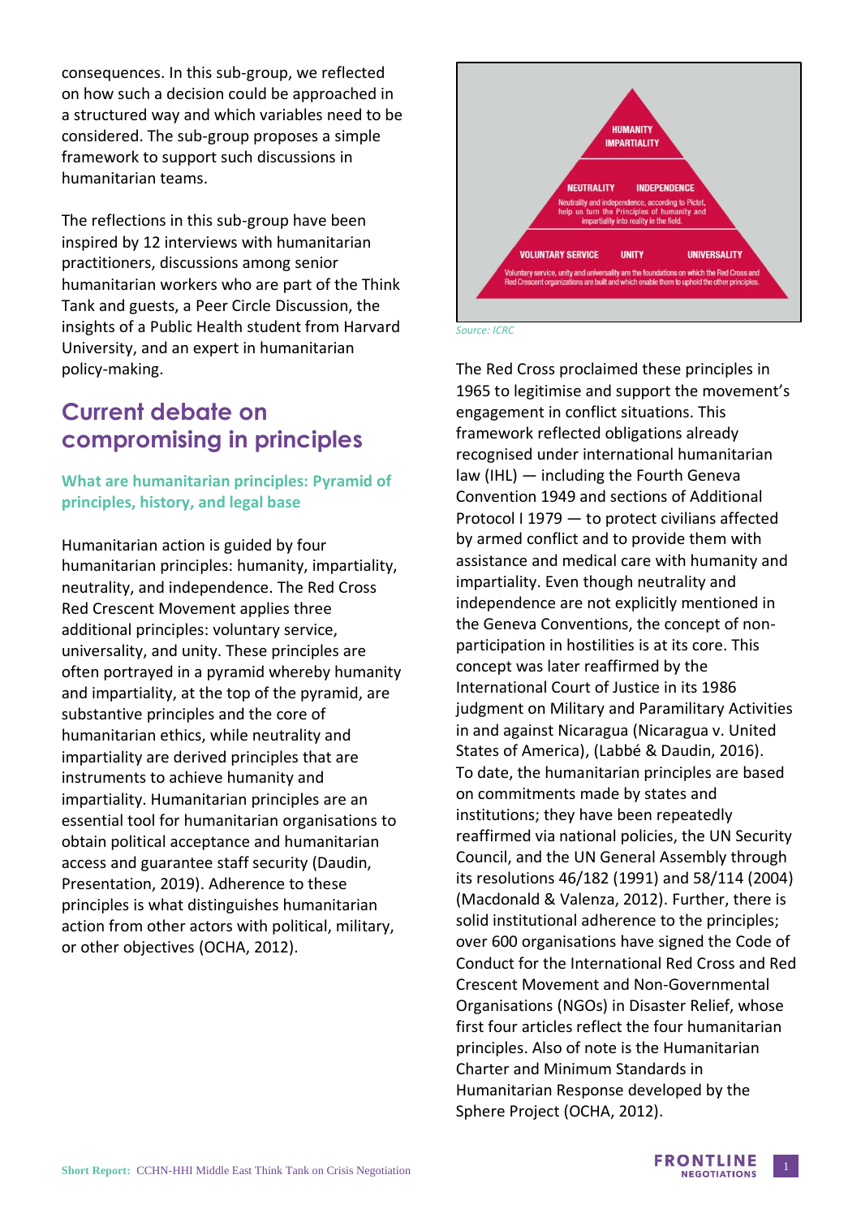consequences. In this sub-group, we reflected on how such a decision could be approached in a structured way and which variables need to be considered. The sub-group proposes a simple framework to support such discussions in humanitarian teams.

The reflections in this sub-group have been inspired by 12 interviews with humanitarian practitioners, discussions among senior humanitarian workers who are part of the Think Tank and guests, a Peer Circle Discussion, the insights of a Public Health student from Harvard University, and an expert in humanitarian policy-making.

## Current debate on compromising in principles

### What are humanitarian principles: Pyramid of principles, history, and legal base

Humanitarian action is guided by four humanitarian principles: humanity, impartiality, neutrality, and independence. The Red Cross Red Crescent Movement applies three additional principles: voluntary service, universality, and unity. These principles are often portrayed in a pyramid whereby humanity and impartiality, at the top of the pyramid, are substantive principles and the core of humanitarian ethics, while neutrality and impartiality are derived principles that are instruments to achieve humanity and impartiality. Humanitarian principles are an essential tool for humanitarian organisations to obtain political acceptance and humanitarian access and guarantee staff security (Daudin, Presentation, 2019). Adherence to these principles is what distinguishes humanitarian action from other actors with political, military, or other objectives (OCHA, 2012).

HUMANITY
IMPARTIALITY

NEUTRALITY INDEPENDENCE

Neutrality and independence, according to Pictet, help us turn the Principles of humanity and impartiality into reality in the field.

VOLUNTARY SERVICE UNITY UNIVERSALITY

Voluntary service, unity and universality are the foundations on which the Red Cross and Red Crescent organizations are built and which enable them to uphold the other principles.

*Source: ICRC*

The Red Cross proclaimed these principles in 1965 to legitimise and support the movement's engagement in conflict situations. This framework reflected obligations already recognised under international humanitarian law (IHL) — including the Fourth Geneva Convention 1949 and sections of Additional Protocol I 1979 — to protect civilians affected by armed conflict and to provide them with assistance and medical care with humanity and impartiality. Even though neutrality and independence are not explicitly mentioned in the Geneva Conventions, the concept of non-participation in hostilities is at its core. This concept was later reaffirmed by the International Court of Justice in its 1986 judgment on Military and Paramilitary Activities in and against Nicaragua (Nicaragua v. United States of America), (Labbé & Daudin, 2016). To date, the humanitarian principles are based on commitments made by states and institutions; they have been repeatedly reaffirmed via national policies, the UN Security Council, and the UN General Assembly through its resolutions 46/182 (1991) and 58/114 (2004) (Macdonald & Valenza, 2012). Further, there is solid institutional adherence to the principles; over 600 organisations have signed the Code of Conduct for the International Red Cross and Red Crescent Movement and Non-Governmental Organisations (NGOs) in Disaster Relief, whose first four articles reflect the four humanitarian principles. Also of note is the Humanitarian Charter and Minimum Standards in Humanitarian Response developed by the Sphere Project (OCHA, 2012).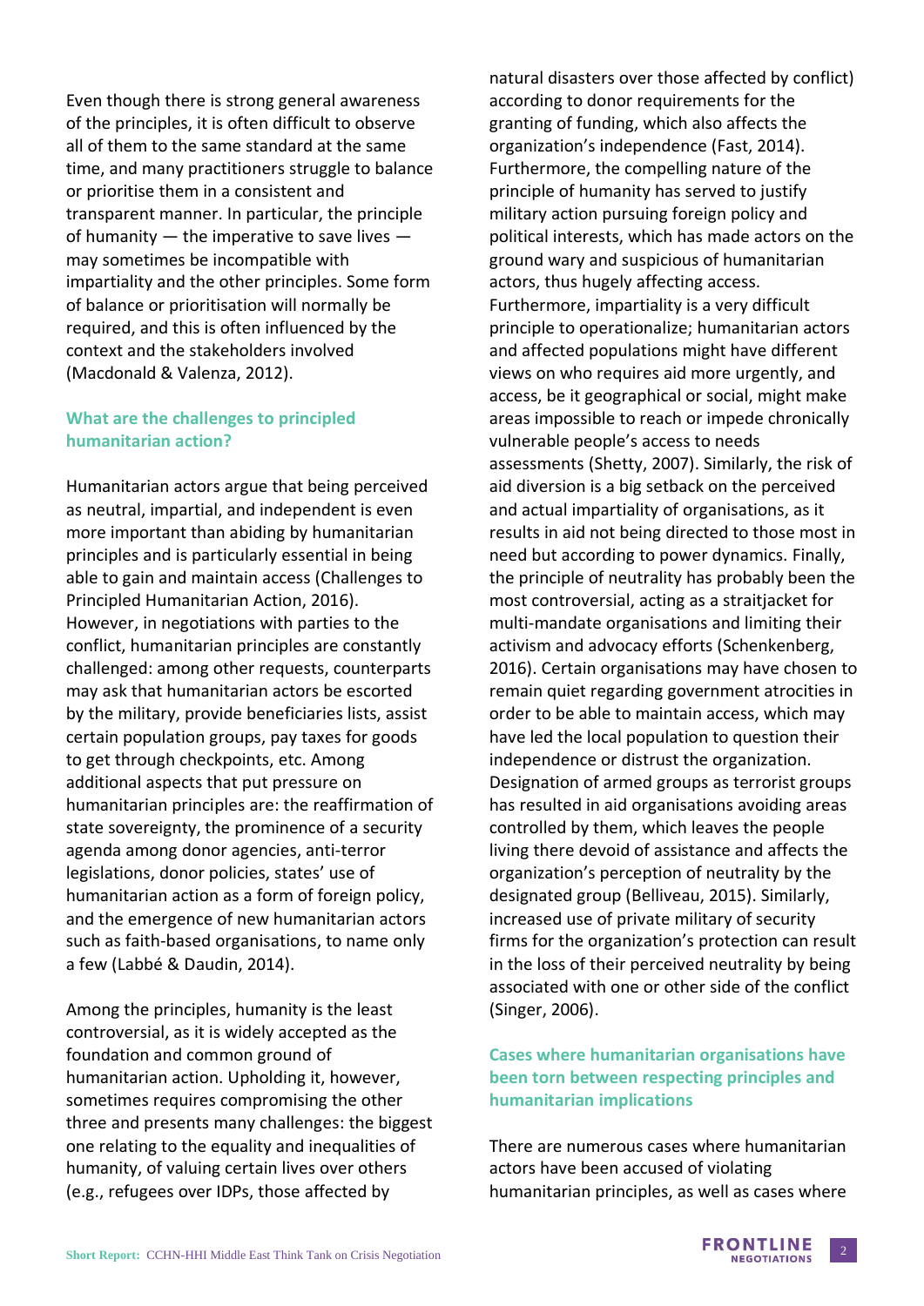Even though there is strong general awareness of the principles, it is often difficult to observe all of them to the same standard at the same time, and many practitioners struggle to balance or prioritise them in a consistent and transparent manner. In particular, the principle of humanity — the imperative to save lives — may sometimes be incompatible with impartiality and the other principles. Some form of balance or prioritisation will normally be required, and this is often influenced by the context and the stakeholders involved (Macdonald & Valenza, 2012).

### What are the challenges to principled humanitarian action?

Humanitarian actors argue that being perceived as neutral, impartial, and independent is even more important than abiding by humanitarian principles and is particularly essential in being able to gain and maintain access (Challenges to Principled Humanitarian Action, 2016). However, in negotiations with parties to the conflict, humanitarian principles are constantly challenged: among other requests, counterparts may ask that humanitarian actors be escorted by the military, provide beneficiaries lists, assist certain population groups, pay taxes for goods to get through checkpoints, etc. Among additional aspects that put pressure on humanitarian principles are: the reaffirmation of state sovereignty, the prominence of a security agenda among donor agencies, anti-terror legislations, donor policies, states' use of humanitarian action as a form of foreign policy, and the emergence of new humanitarian actors such as faith-based organisations, to name only a few (Labbé & Daudin, 2014).

Among the principles, humanity is the least controversial, as it is widely accepted as the foundation and common ground of humanitarian action. Upholding it, however, sometimes requires compromising the other three and presents many challenges: the biggest one relating to the equality and inequalities of humanity, of valuing certain lives over others (e.g., refugees over IDPs, those affected by natural disasters over those affected by conflict) according to donor requirements for the granting of funding, which also affects the organization's independence (Fast, 2014). Furthermore, the compelling nature of the principle of humanity has served to justify military action pursuing foreign policy and political interests, which has made actors on the ground wary and suspicious of humanitarian actors, thus hugely affecting access. Furthermore, impartiality is a very difficult principle to operationalize; humanitarian actors and affected populations might have different views on who requires aid more urgently, and access, be it geographical or social, might make areas impossible to reach or impede chronically vulnerable people's access to needs assessments (Shetty, 2007). Similarly, the risk of aid diversion is a big setback on the perceived and actual impartiality of organisations, as it results in aid not being directed to those most in need but according to power dynamics. Finally, the principle of neutrality has probably been the most controversial, acting as a straitjacket for multi-mandate organisations and limiting their activism and advocacy efforts (Schenkenberg, 2016). Certain organisations may have chosen to remain quiet regarding government atrocities in order to be able to maintain access, which may have led the local population to question their independence or distrust the organization. Designation of armed groups as terrorist groups has resulted in aid organisations avoiding areas controlled by them, which leaves the people living there devoid of assistance and affects the organization's perception of neutrality by the designated group (Belliveau, 2015). Similarly, increased use of private military of security firms for the organization's protection can result in the loss of their perceived neutrality by being associated with one or other side of the conflict (Singer, 2006).

### Cases where humanitarian organisations have been torn between respecting principles and humanitarian implications

There are numerous cases where humanitarian actors have been accused of violating humanitarian principles, as well as cases where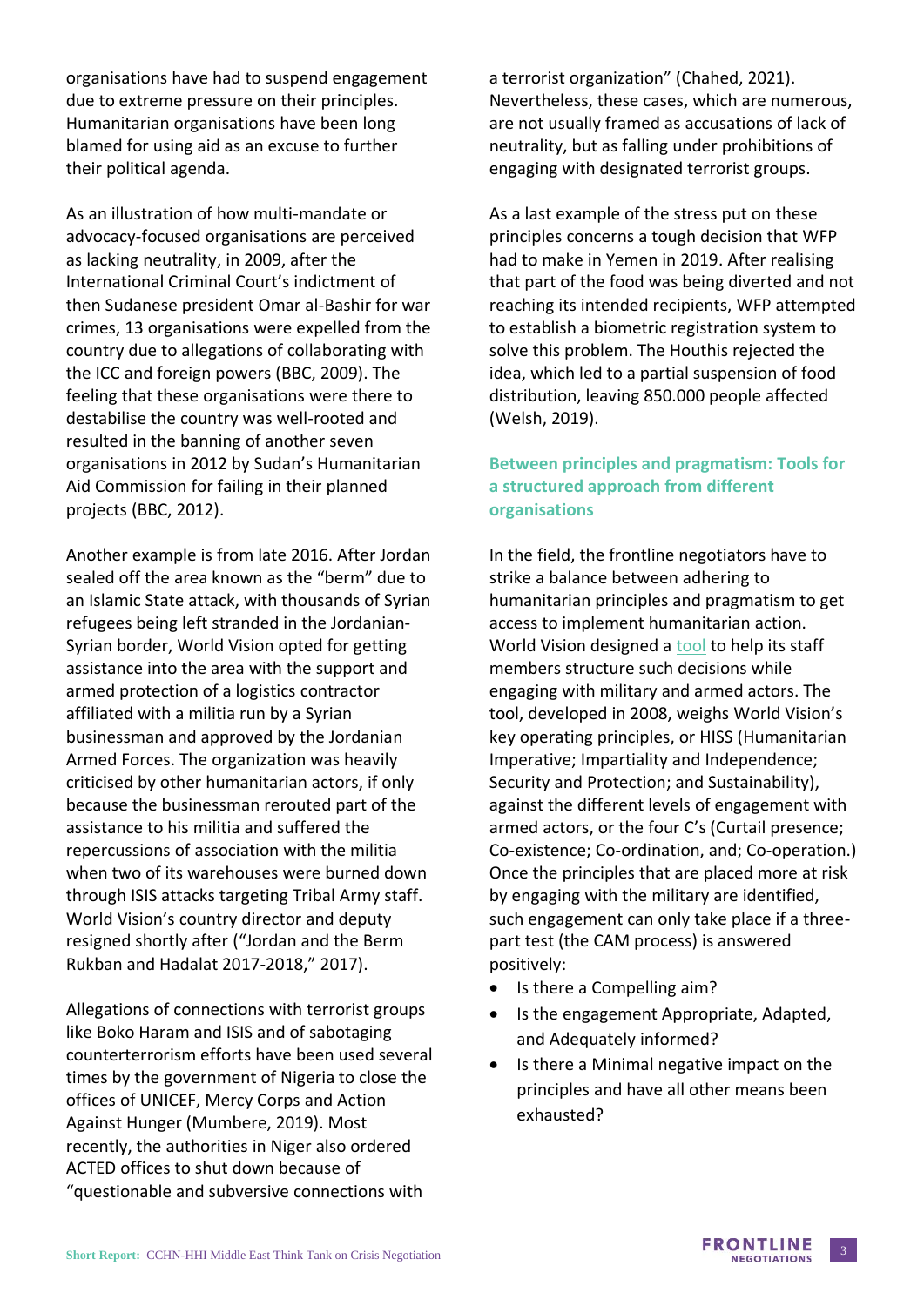organisations have had to suspend engagement due to extreme pressure on their principles. Humanitarian organisations have been long blamed for using aid as an excuse to further their political agenda.

As an illustration of how multi-mandate or advocacy-focused organisations are perceived as lacking neutrality, in 2009, after the International Criminal Court's indictment of then Sudanese president Omar al-Bashir for war crimes, 13 organisations were expelled from the country due to allegations of collaborating with the ICC and foreign powers (BBC, 2009). The feeling that these organisations were there to destabilise the country was well-rooted and resulted in the banning of another seven organisations in 2012 by Sudan's Humanitarian Aid Commission for failing in their planned projects (BBC, 2012).

Another example is from late 2016. After Jordan sealed off the area known as the "berm" due to an Islamic State attack, with thousands of Syrian refugees being left stranded in the Jordanian-Syrian border, World Vision opted for getting assistance into the area with the support and armed protection of a logistics contractor affiliated with a militia run by a Syrian businessman and approved by the Jordanian Armed Forces. The organization was heavily criticised by other humanitarian actors, if only because the businessman rerouted part of the assistance to his militia and suffered the repercussions of association with the militia when two of its warehouses were burned down through ISIS attacks targeting Tribal Army staff. World Vision's country director and deputy resigned shortly after ("Jordan and the Berm Rukban and Hadalat 2017-2018," 2017).

Allegations of connections with terrorist groups like Boko Haram and ISIS and of sabotaging counterterrorism efforts have been used several times by the government of Nigeria to close the offices of UNICEF, Mercy Corps and Action Against Hunger (Mumbere, 2019). Most recently, the authorities in Niger also ordered ACTED offices to shut down because of "questionable and subversive connections with a terrorist organization" (Chahed, 2021). Nevertheless, these cases, which are numerous, are not usually framed as accusations of lack of neutrality, but as falling under prohibitions of engaging with designated terrorist groups.

As a last example of the stress put on these principles concerns a tough decision that WFP had to make in Yemen in 2019. After realising that part of the food was being diverted and not reaching its intended recipients, WFP attempted to establish a biometric registration system to solve this problem. The Houthis rejected the idea, which led to a partial suspension of food distribution, leaving 850.000 people affected (Welsh, 2019).

### Between principles and pragmatism: Tools for a structured approach from different organisations

In the field, the frontline negotiators have to strike a balance between adhering to humanitarian principles and pragmatism to get access to implement humanitarian action. World Vision designed a tool to help its staff members structure such decisions while engaging with military and armed actors. The tool, developed in 2008, weighs World Vision's key operating principles, or HISS (Humanitarian Imperative; Impartiality and Independence; Security and Protection; and Sustainability), against the different levels of engagement with armed actors, or the four C's (Curtail presence; Co-existence; Co-ordination, and; Co-operation.) Once the principles that are placed more at risk by engaging with the military are identified, such engagement can only take place if a three-part test (the CAM process) is answered positively:

- Is there a Compelling aim?
- Is the engagement Appropriate, Adapted, and Adequately informed?
- Is there a Minimal negative impact on the principles and have all other means been exhausted?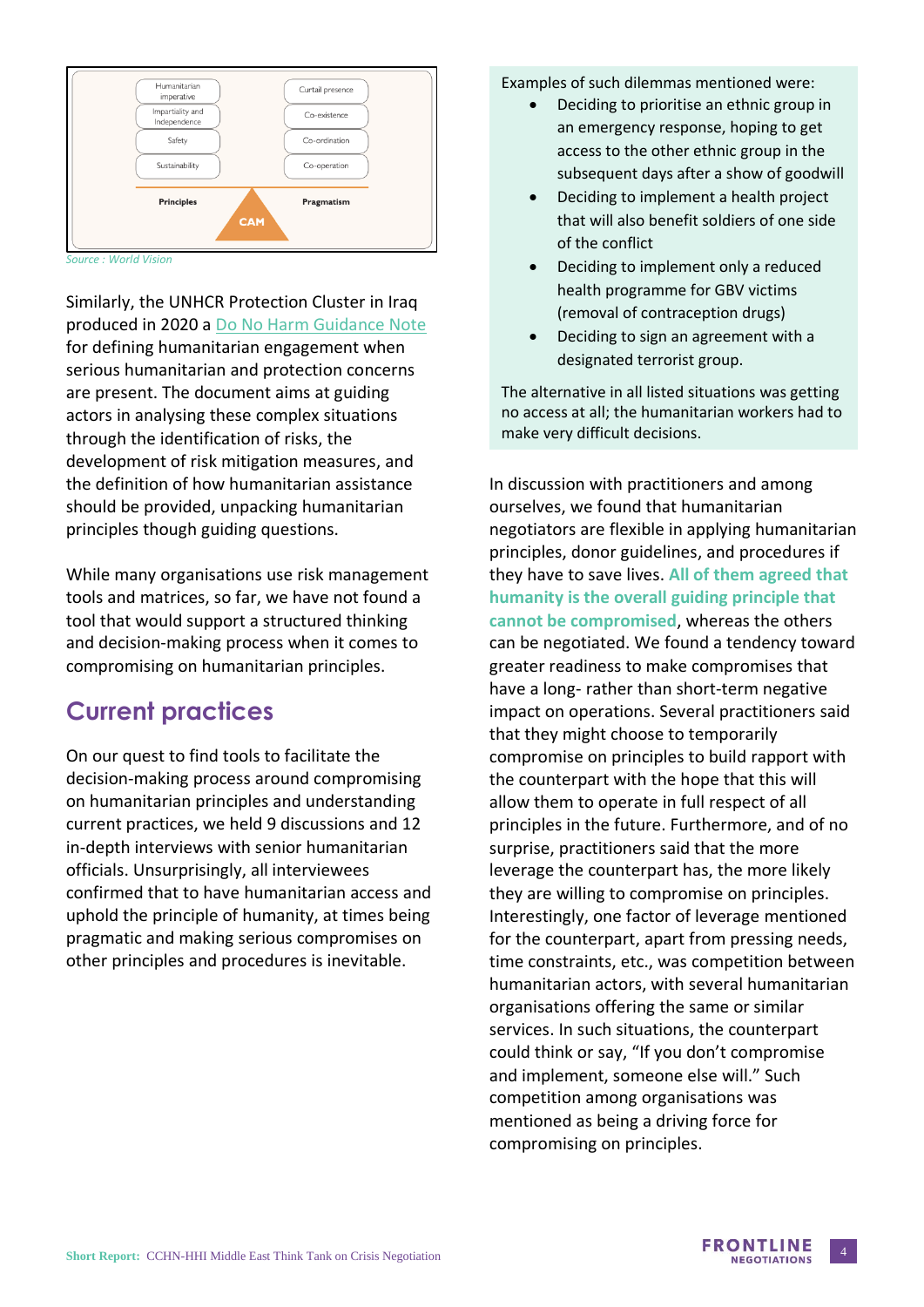Humanitarian imperative

Impartiality and Independence

Safety

Sustainability

Curtail presence

Co-existence

Co-ordination

Co-operation

Principles

Pragmatism

CAM

*Source : World Vision*

Similarly, the UNHCR Protection Cluster in Iraq produced in 2020 a Do No Harm Guidance Note for defining humanitarian engagement when serious humanitarian and protection concerns are present. The document aims at guiding actors in analysing these complex situations through the identification of risks, the development of risk mitigation measures, and the definition of how humanitarian assistance should be provided, unpacking humanitarian principles though guiding questions.

While many organisations use risk management tools and matrices, so far, we have not found a tool that would support a structured thinking and decision-making process when it comes to compromising on humanitarian principles.

## Current practices

On our quest to find tools to facilitate the decision-making process around compromising on humanitarian principles and understanding current practices, we held 9 discussions and 12 in-depth interviews with senior humanitarian officials. Unsurprisingly, all interviewees confirmed that to have humanitarian access and uphold the principle of humanity, at times being pragmatic and making serious compromises on other principles and procedures is inevitable.

Examples of such dilemmas mentioned were:

- Deciding to prioritise an ethnic group in an emergency response, hoping to get access to the other ethnic group in the subsequent days after a show of goodwill
- Deciding to implement a health project that will also benefit soldiers of one side of the conflict
- Deciding to implement only a reduced health programme for GBV victims (removal of contraception drugs)
- Deciding to sign an agreement with a designated terrorist group.

The alternative in all listed situations was getting no access at all; the humanitarian workers had to make very difficult decisions.

In discussion with practitioners and among ourselves, we found that humanitarian negotiators are flexible in applying humanitarian principles, donor guidelines, and procedures if they have to save lives. **All of them agreed that humanity is the overall guiding principle that cannot be compromised**, whereas the others can be negotiated. We found a tendency toward greater readiness to make compromises that have a long- rather than short-term negative impact on operations. Several practitioners said that they might choose to temporarily compromise on principles to build rapport with the counterpart with the hope that this will allow them to operate in full respect of all principles in the future. Furthermore, and of no surprise, practitioners said that the more leverage the counterpart has, the more likely they are willing to compromise on principles. Interestingly, one factor of leverage mentioned for the counterpart, apart from pressing needs, time constraints, etc., was competition between humanitarian actors, with several humanitarian organisations offering the same or similar services. In such situations, the counterpart could think or say, "If you don't compromise and implement, someone else will." Such competition among organisations was mentioned as being a driving force for compromising on principles.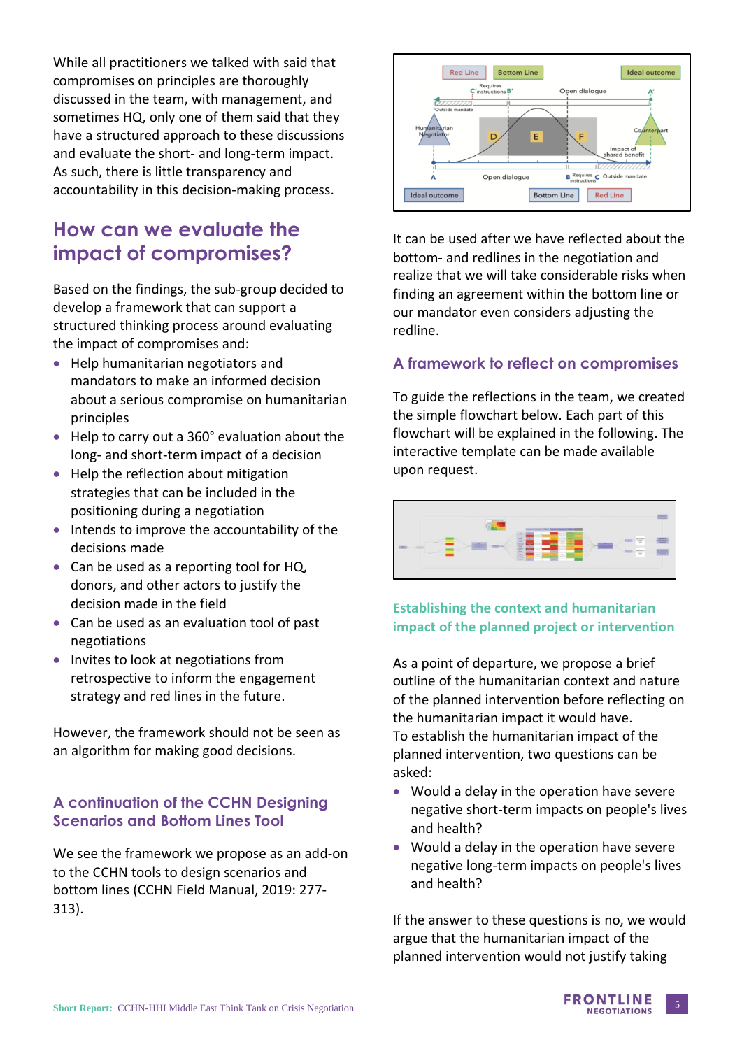While all practitioners we talked with said that compromises on principles are thoroughly discussed in the team, with management, and sometimes HQ, only one of them said that they have a structured approach to these discussions and evaluate the short- and long-term impact. As such, there is little transparency and accountability in this decision-making process.

## How can we evaluate the impact of compromises?

Based on the findings, the sub-group decided to develop a framework that can support a structured thinking process around evaluating the impact of compromises and:

- Help humanitarian negotiators and mandators to make an informed decision about a serious compromise on humanitarian principles
- Help to carry out a 360° evaluation about the long- and short-term impact of a decision
- Help the reflection about mitigation strategies that can be included in the positioning during a negotiation
- Intends to improve the accountability of the decisions made
- Can be used as a reporting tool for HQ, donors, and other actors to justify the decision made in the field
- Can be used as an evaluation tool of past negotiations
- Invites to look at negotiations from retrospective to inform the engagement strategy and red lines in the future.

However, the framework should not be seen as an algorithm for making good decisions.

### A continuation of the CCHN Designing Scenarios and Bottom Lines Tool

We see the framework we propose as an add-on to the CCHN tools to design scenarios and bottom lines (CCHN Field Manual, 2019: 277-313).

It can be used after we have reflected about the bottom- and redlines in the negotiation and realize that we will take considerable risks when finding an agreement within the bottom line or our mandator even considers adjusting the redline.

### A framework to reflect on compromises

To guide the reflections in the team, we created the simple flowchart below. Each part of this flowchart will be explained in the following. The interactive template can be made available upon request.

#### Establishing the context and humanitarian impact of the planned project or intervention

As a point of departure, we propose a brief outline of the humanitarian context and nature of the planned intervention before reflecting on the humanitarian impact it would have.
To establish the humanitarian impact of the planned intervention, two questions can be asked:

- Would a delay in the operation have severe negative short-term impacts on people's lives and health?
- Would a delay in the operation have severe negative long-term impacts on people's lives and health?

If the answer to these questions is no, we would argue that the humanitarian impact of the planned intervention would not justify taking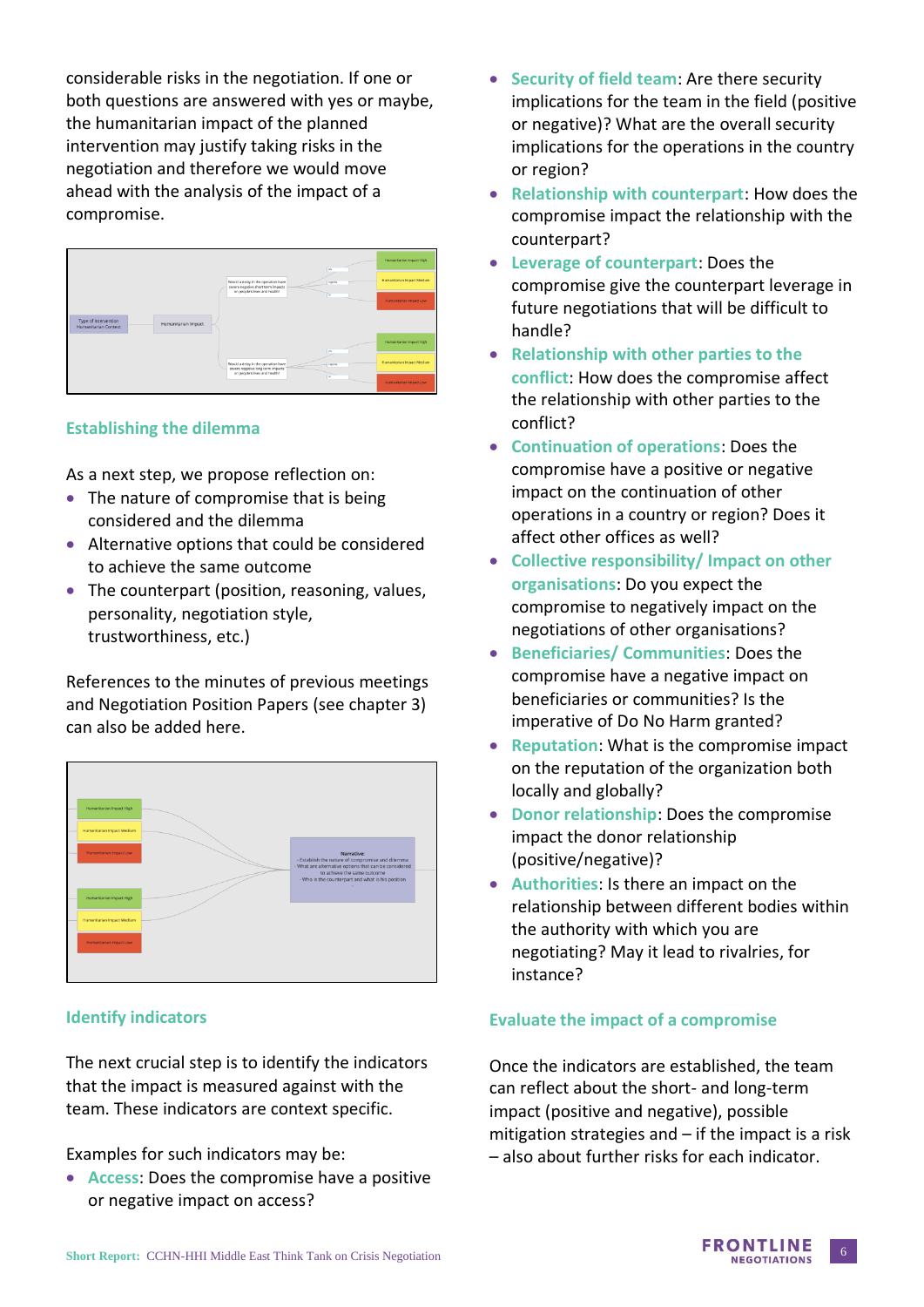considerable risks in the negotiation. If one or both questions are answered with yes or maybe, the humanitarian impact of the planned intervention may justify taking risks in the negotiation and therefore we would move ahead with the analysis of the impact of a compromise.

### Establishing the dilemma

As a next step, we propose reflection on:

- The nature of compromise that is being considered and the dilemma
- Alternative options that could be considered to achieve the same outcome
- The counterpart (position, reasoning, values, personality, negotiation style, trustworthiness, etc.)

References to the minutes of previous meetings and Negotiation Position Papers (see chapter 3) can also be added here.

### Identify indicators

The next crucial step is to identify the indicators that the impact is measured against with the team. These indicators are context specific.

Examples for such indicators may be:

- **Access**: Does the compromise have a positive or negative impact on access?
- **Security of field team**: Are there security implications for the team in the field (positive or negative)? What are the overall security implications for the operations in the country or region?
- **Relationship with counterpart**: How does the compromise impact the relationship with the counterpart?
- **Leverage of counterpart**: Does the compromise give the counterpart leverage in future negotiations that will be difficult to handle?
- **Relationship with other parties to the conflict**: How does the compromise affect the relationship with other parties to the conflict?
- **Continuation of operations**: Does the compromise have a positive or negative impact on the continuation of other operations in a country or region? Does it affect other offices as well?
- **Collective responsibility/ Impact on other organisations**: Do you expect the compromise to negatively impact on the negotiations of other organisations?
- **Beneficiaries/ Communities**: Does the compromise have a negative impact on beneficiaries or communities? Is the imperative of Do No Harm granted?
- **Reputation**: What is the compromise impact on the reputation of the organization both locally and globally?
- **Donor relationship**: Does the compromise impact the donor relationship (positive/negative)?
- **Authorities**: Is there an impact on the relationship between different bodies within the authority with which you are negotiating? May it lead to rivalries, for instance?

### Evaluate the impact of a compromise

Once the indicators are established, the team can reflect about the short- and long-term impact (positive and negative), possible mitigation strategies and – if the impact is a risk – also about further risks for each indicator.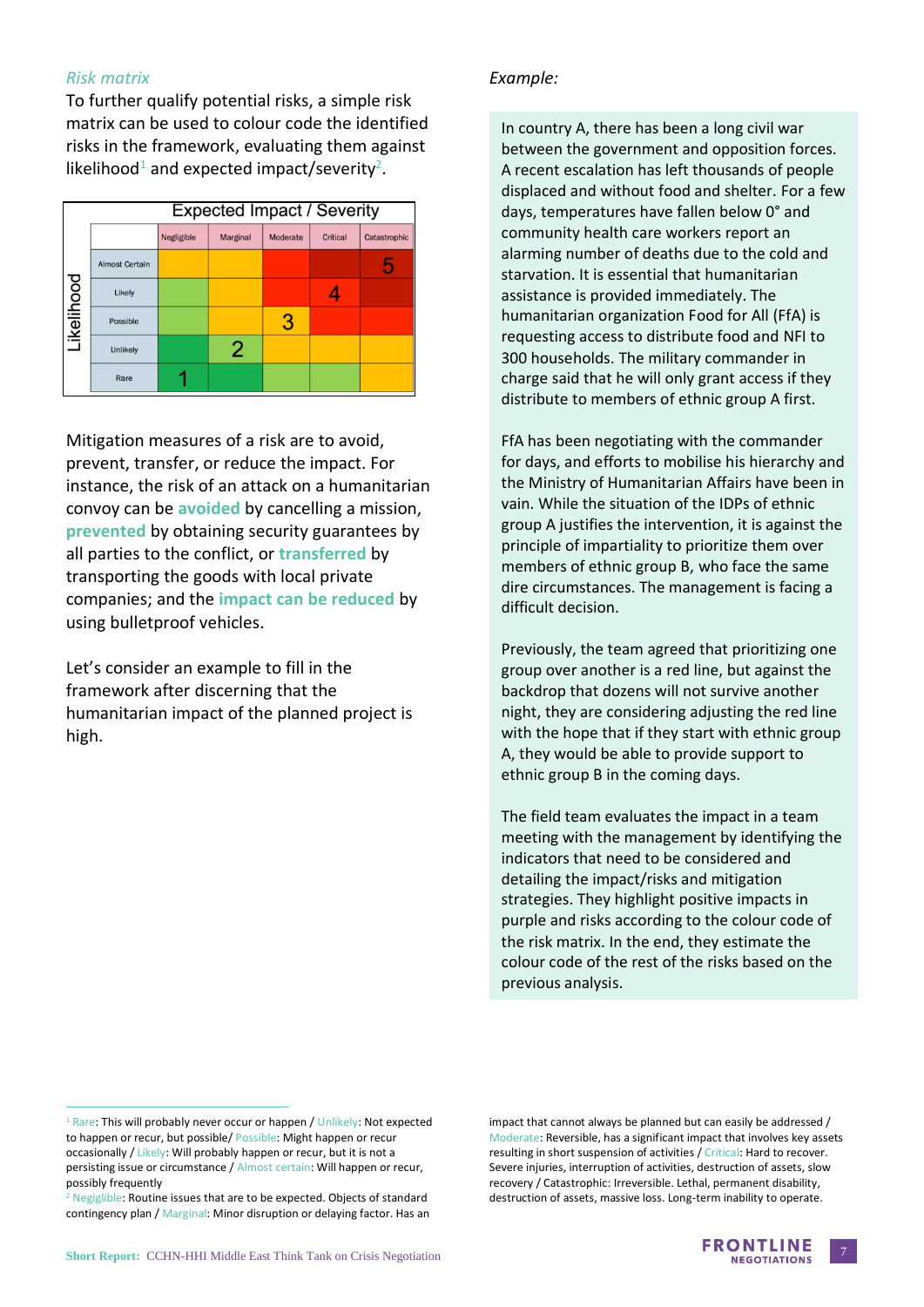*Risk matrix*

To further qualify potential risks, a simple risk matrix can be used to colour code the identified risks in the framework, evaluating them against likelihood[1] and expected impact/severity[2].

| Likelihood | Negligible | Marginal | Moderate | Critical | Catastrophic |
|---|---|---|---|---|---|
| Almost Certain | | | | | 5 |
| Likely | | | | 4 | |
| Possible | | | 3 | | |
| Unlikely | | 2 | | | |
| Rare | 1 | | | | |

Mitigation measures of a risk are to avoid, prevent, transfer, or reduce the impact. For instance, the risk of an attack on a humanitarian convoy can be **avoided** by cancelling a mission, **prevented** by obtaining security guarantees by all parties to the conflict, or **transferred** by transporting the goods with local private companies; and the **impact can be reduced** by using bulletproof vehicles.

Let's consider an example to fill in the framework after discerning that the humanitarian impact of the planned project is high.

*Example:*

In country A, there has been a long civil war between the government and opposition forces. A recent escalation has left thousands of people displaced and without food and shelter. For a few days, temperatures have fallen below 0° and community health care workers report an alarming number of deaths due to the cold and starvation. It is essential that humanitarian assistance is provided immediately. The humanitarian organization Food for All (FfA) is requesting access to distribute food and NFI to 300 households. The military commander in charge said that he will only grant access if they distribute to members of ethnic group A first.

FfA has been negotiating with the commander for days, and efforts to mobilise his hierarchy and the Ministry of Humanitarian Affairs have been in vain. While the situation of the IDPs of ethnic group A justifies the intervention, it is against the principle of impartiality to prioritize them over members of ethnic group B, who face the same dire circumstances. The management is facing a difficult decision.

Previously, the team agreed that prioritizing one group over another is a red line, but against the backdrop that dozens will not survive another night, they are considering adjusting the red line with the hope that if they start with ethnic group A, they would be able to provide support to ethnic group B in the coming days.

The field team evaluates the impact in a team meeting with the management by identifying the indicators that need to be considered and detailing the impact/risks and mitigation strategies. They highlight positive impacts in purple and risks according to the colour code of the risk matrix. In the end, they estimate the colour code of the rest of the risks based on the previous analysis.

---

[1] Rare: This will probably never occur or happen / Unlikely: Not expected to happen or recur, but possible/ Possible: Might happen or recur occasionally / Likely: Will probably happen or recur, but it is not a persisting issue or circumstance / Almost certain: Will happen or recur, possibly frequently

[2] Negiglible: Routine issues that are to be expected. Objects of standard contingency plan / Marginal: Minor disruption or delaying factor. Has an impact that cannot always be planned but can easily be addressed / Moderate: Reversible, has a significant impact that involves key assets resulting in short suspension of activities / Critical: Hard to recover. Severe injuries, interruption of activities, destruction of assets, slow recovery / Catastrophic: Irreversible. Lethal, permanent disability, destruction of assets, massive loss. Long-term inability to operate.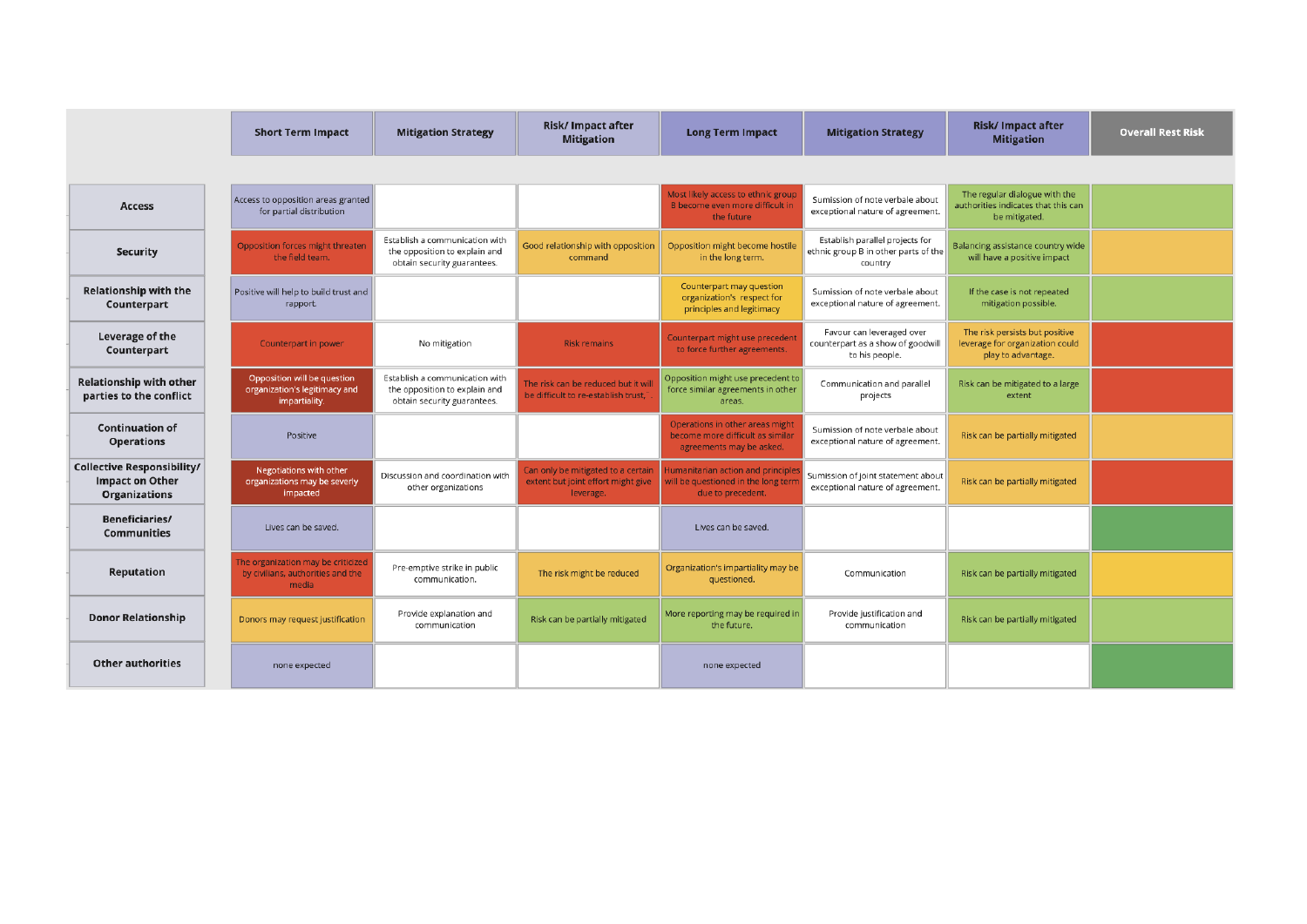| | Short Term Impact | Mitigation Strategy | Risk/ Impact after Mitigation | Long Term Impact | Mitigation Strategy | Risk/ Impact after Mitigation | Overall Rest Risk |
|---|---|---|---|---|---|---|---|
| **Access** | Access to opposition areas granted for partial distribution | | | Most likely access to ethnic group B become even more difficult in the future | Sumission of note verbale about exceptional nature of agreement. | The regular dialogue with the authorities indicates that this can be mitigated. | |
| **Security** | Opposition forces might threaten the field team. | Establish a communication with the opposition to explain and obtain security guarantees. | Good relationship with opposition command | Opposition might become hostile in the long term. | Establish parallel projects for ethnic group B in other parts of the country | Balancing assistance country wide will have a positive impact | |
| **Relationship with the Counterpart** | Positive will help to build trust and rapport. | | | Counterpart may question organization's respect for principles and legitimacy | Sumission of note verbale about exceptional nature of agreement. | If the case is not repeated mitigation possible. | |
| **Leverage of the Counterpart** | Counterpart in power | No mitigation | Risk remains | Counterpart might use precedent to force further agreements. | Favour can leveraged over counterpart as a show of goodwill to his people. | The risk persists but positive leverage for organization could play to advantage. | |
| **Relationship with other parties to the conflict** | Opposition will be question organization's legitimacy and impartiality. | Establish a communication with the opposition to explain and obtain security guarantees. | The risk can be reduced but it will be difficult to re-establish trust. | Opposition might use precedent to force similar agreements in other areas. | Communication and parallel projects | Risk can be mitigated to a large extent | |
| **Continuation of Operations** | Positive | | | Operations in other areas might become more difficult as similar agreements may be asked. | Sumission of note verbale about exceptional nature of agreement. | Risk can be partially mitigated | |
| **Collective Responsibility/ Impact on Other Organizations** | Negotiations with other organizations may be severly impacted | Discussion and coordination with other organizations | Can only be mitigated to a certain extent but joint effort might give leverage. | Humanitarian action and principles will be questioned in the long term due to precedent. | Sumission of joint statement about exceptional nature of agreement. | Risk can be partially mitigated | |
| **Beneficiaries/ Communities** | Lives can be saved. | | | Lives can be saved. | | | |
| **Reputation** | The organization may be criticized by civilians, authorities and the media | Pre-emptive strike in public communication. | The risk might be reduced | Organization's impartiality may be questioned. | Communication | Risk can be partially mitigated | |
| **Donor Relationship** | Donors may request justification | Provide explanation and communication | Risk can be partially mitigated | More reporting may be required in the future. | Provide justification and communication | Risk can be partially mitigated | |
| **Other authorities** | none expected | | | none expected | | | |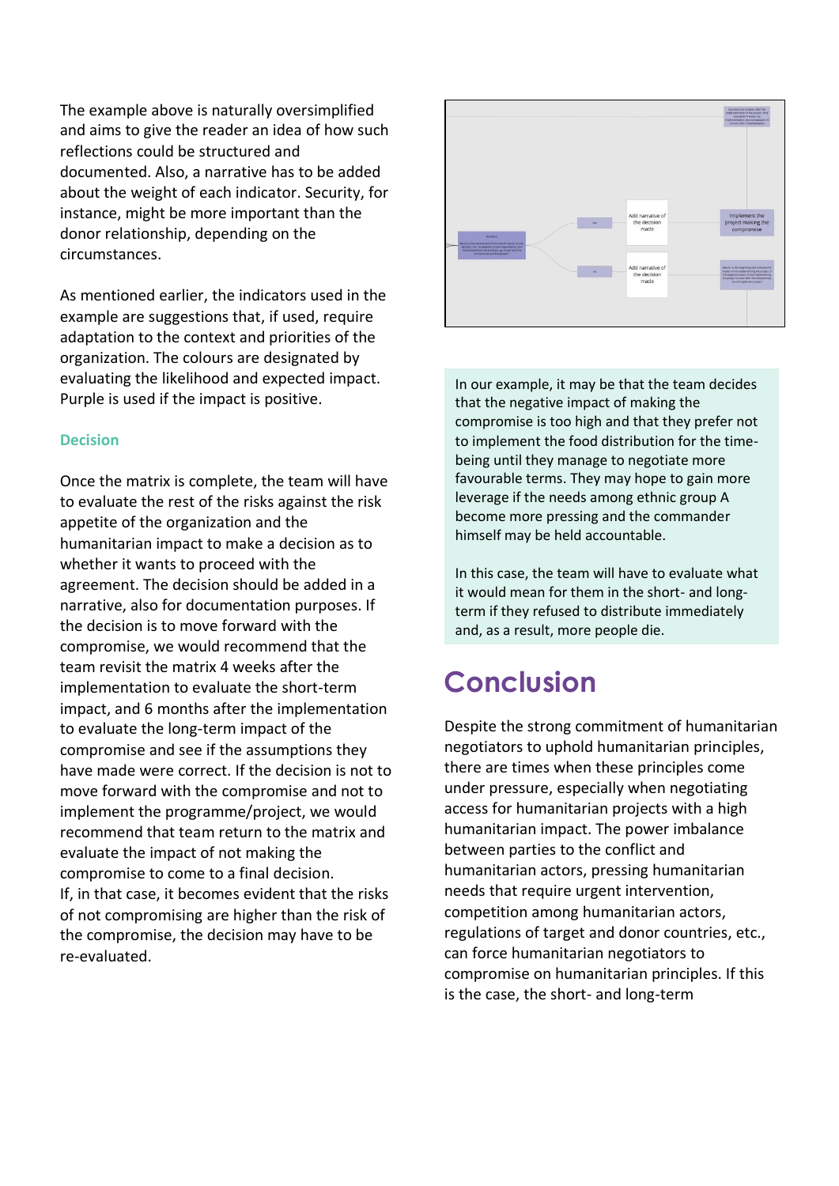The example above is naturally oversimplified and aims to give the reader an idea of how such reflections could be structured and documented. Also, a narrative has to be added about the weight of each indicator. Security, for instance, might be more important than the donor relationship, depending on the circumstances.

As mentioned earlier, the indicators used in the example are suggestions that, if used, require adaptation to the context and priorities of the organization. The colours are designated by evaluating the likelihood and expected impact. Purple is used if the impact is positive.

### Decision

Once the matrix is complete, the team will have to evaluate the rest of the risks against the risk appetite of the organization and the humanitarian impact to make a decision as to whether it wants to proceed with the agreement. The decision should be added in a narrative, also for documentation purposes. If the decision is to move forward with the compromise, we would recommend that the team revisit the matrix 4 weeks after the implementation to evaluate the short-term impact, and 6 months after the implementation to evaluate the long-term impact of the compromise and see if the assumptions they have made were correct. If the decision is not to move forward with the compromise and not to implement the programme/project, we would recommend that team return to the matrix and evaluate the impact of not making the compromise to come to a final decision.
If, in that case, it becomes evident that the risks of not compromising are higher than the risk of the compromise, the decision may have to be re-evaluated.

In our example, it may be that the team decides that the negative impact of making the compromise is too high and that they prefer not to implement the food distribution for the time-being until they manage to negotiate more favourable terms. They may hope to gain more leverage if the needs among ethnic group A become more pressing and the commander himself may be held accountable.

In this case, the team will have to evaluate what it would mean for them in the short- and long-term if they refused to distribute immediately and, as a result, more people die.

# Conclusion

Despite the strong commitment of humanitarian negotiators to uphold humanitarian principles, there are times when these principles come under pressure, especially when negotiating access for humanitarian projects with a high humanitarian impact. The power imbalance between parties to the conflict and humanitarian actors, pressing humanitarian needs that require urgent intervention, competition among humanitarian actors, regulations of target and donor countries, etc., can force humanitarian negotiators to compromise on humanitarian principles. If this is the case, the short- and long-term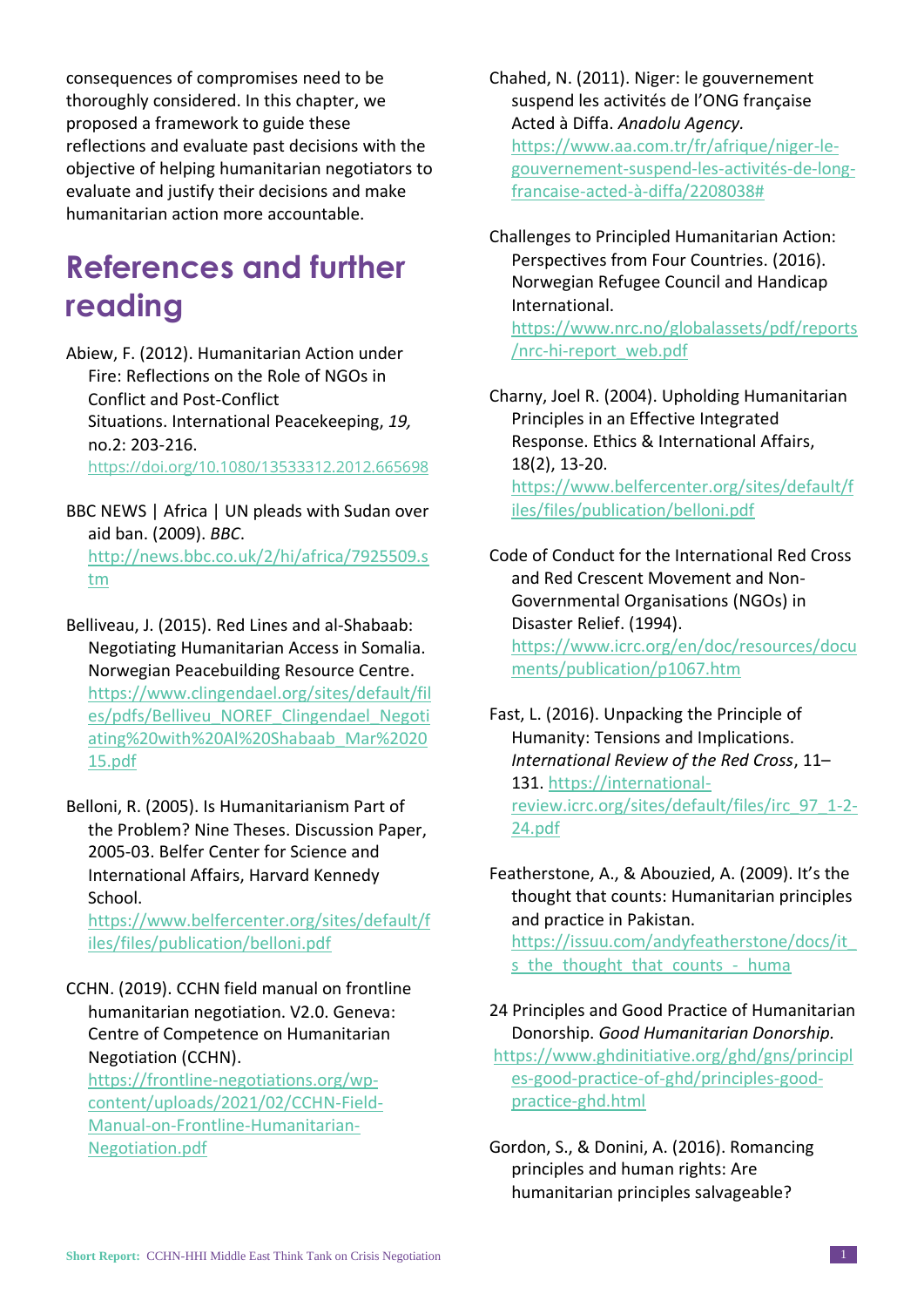consequences of compromises need to be thoroughly considered. In this chapter, we proposed a framework to guide these reflections and evaluate past decisions with the objective of helping humanitarian negotiators to evaluate and justify their decisions and make humanitarian action more accountable.

## References and further reading

Abiew, F. (2012). Humanitarian Action under Fire: Reflections on the Role of NGOs in Conflict and Post-Conflict Situations. International Peacekeeping, *19,* no.2: 203-216. https://doi.org/10.1080/13533312.2012.665698

BBC NEWS | Africa | UN pleads with Sudan over aid ban. (2009). *BBC*. http://news.bbc.co.uk/2/hi/africa/7925509.stm

Belliveau, J. (2015). Red Lines and al-Shabaab: Negotiating Humanitarian Access in Somalia. Norwegian Peacebuilding Resource Centre. https://www.clingendael.org/sites/default/files/pdfs/Belliveu_NOREF_Clingendael_Negotiating%20with%20Al%20Shabaab_Mar%202015.pdf

Belloni, R. (2005). Is Humanitarianism Part of the Problem? Nine Theses. Discussion Paper, 2005-03. Belfer Center for Science and International Affairs, Harvard Kennedy School. https://www.belfercenter.org/sites/default/files/files/publication/belloni.pdf

CCHN. (2019). CCHN field manual on frontline humanitarian negotiation. V2.0. Geneva: Centre of Competence on Humanitarian Negotiation (CCHN). https://frontline-negotiations.org/wp-content/uploads/2021/02/CCHN-Field-Manual-on-Frontline-Humanitarian-Negotiation.pdf

Chahed, N. (2011). Niger: le gouvernement suspend les activités de l'ONG française Acted à Diffa. *Anadolu Agency.* https://www.aa.com.tr/fr/afrique/niger-le-gouvernement-suspend-les-activités-de-long-francaise-acted-à-diffa/2208038#

Challenges to Principled Humanitarian Action: Perspectives from Four Countries. (2016). Norwegian Refugee Council and Handicap International. https://www.nrc.no/globalassets/pdf/reports/nrc-hi-report_web.pdf

Charny, Joel R. (2004). Upholding Humanitarian Principles in an Effective Integrated Response. Ethics & International Affairs, 18(2), 13-20. https://www.belfercenter.org/sites/default/files/files/publication/belloni.pdf

Code of Conduct for the International Red Cross and Red Crescent Movement and Non-Governmental Organisations (NGOs) in Disaster Relief. (1994). https://www.icrc.org/en/doc/resources/documents/publication/p1067.htm

Fast, L. (2016). Unpacking the Principle of Humanity: Tensions and Implications. *International Review of the Red Cross*, 11–131. https://international-review.icrc.org/sites/default/files/irc_97_1-2-24.pdf

Featherstone, A., & Abouzied, A. (2009). It's the thought that counts: Humanitarian principles and practice in Pakistan. https://issuu.com/andyfeatherstone/docs/it_s_the_thought_that_counts_-_huma

24 Principles and Good Practice of Humanitarian Donorship. *Good Humanitarian Donorship.* https://www.ghdinitiative.org/ghd/gns/principles-good-practice-of-ghd/principles-good-practice-ghd.html

Gordon, S., & Donini, A. (2016). Romancing principles and human rights: Are humanitarian principles salvageable?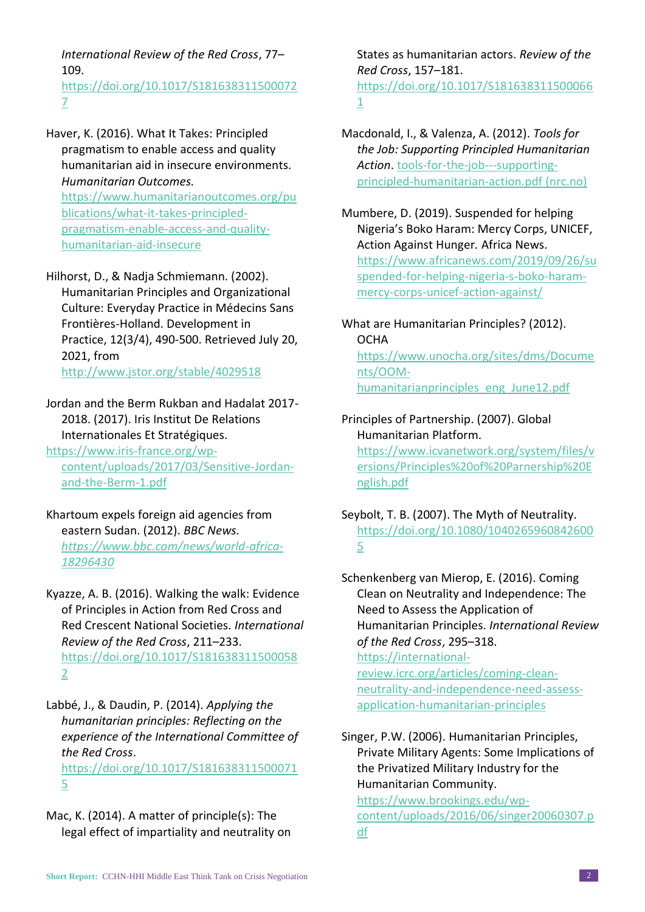*International Review of the Red Cross*, 77–109. https://doi.org/10.1017/S1816383115000727

Haver, K. (2016). What It Takes: Principled pragmatism to enable access and quality humanitarian aid in insecure environments. *Humanitarian Outcomes.* https://www.humanitarianoutcomes.org/publications/what-it-takes-principled-pragmatism-enable-access-and-quality-humanitarian-aid-insecure

Hilhorst, D., & Nadja Schmiemann. (2002). Humanitarian Principles and Organizational Culture: Everyday Practice in Médecins Sans Frontières-Holland. Development in Practice, 12(3/4), 490-500. Retrieved July 20, 2021, from http://www.jstor.org/stable/4029518

Jordan and the Berm Rukban and Hadalat 2017-2018. (2017). Iris Institut De Relations Internationales Et Stratégiques. https://www.iris-france.org/wp-content/uploads/2017/03/Sensitive-Jordan-and-the-Berm-1.pdf

Khartoum expels foreign aid agencies from eastern Sudan. (2012). *BBC News. https://www.bbc.com/news/world-africa-18296430*

Kyazze, A. B. (2016). Walking the walk: Evidence of Principles in Action from Red Cross and Red Crescent National Societies. *International Review of the Red Cross*, 211–233. https://doi.org/10.1017/S1816383115000582

Labbé, J., & Daudin, P. (2014). *Applying the humanitarian principles: Reflecting on the experience of the International Committee of the Red Cross*. https://doi.org/10.1017/S1816383115000715

Mac, K. (2014). A matter of principle(s): The legal effect of impartiality and neutrality on States as humanitarian actors. *Review of the Red Cross*, 157–181. https://doi.org/10.1017/S1816383115000661

Macdonald, I., & Valenza, A. (2012). *Tools for the Job: Supporting Principled Humanitarian Action*. tools-for-the-job---supporting-principled-humanitarian-action.pdf (nrc.no)

Mumbere, D. (2019). Suspended for helping Nigeria's Boko Haram: Mercy Corps, UNICEF, Action Against Hunger. Africa News. https://www.africanews.com/2019/09/26/suspended-for-helping-nigeria-s-boko-haram-mercy-corps-unicef-action-against/

What are Humanitarian Principles? (2012). OCHA https://www.unocha.org/sites/dms/Documents/OOM-humanitarianprinciples_eng_June12.pdf

Principles of Partnership. (2007). Global Humanitarian Platform. https://www.icvanetwork.org/system/files/versions/Principles%20of%20Parnership%20English.pdf

Seybolt, T. B. (2007). The Myth of Neutrality. https://doi.org/10.1080/10402659608426005

Schenkenberg van Mierop, E. (2016). Coming Clean on Neutrality and Independence: The Need to Assess the Application of Humanitarian Principles. *International Review of the Red Cross*, 295–318. https://international-review.icrc.org/articles/coming-clean-neutrality-and-independence-need-assess-application-humanitarian-principles

Singer, P.W. (2006). Humanitarian Principles, Private Military Agents: Some Implications of the Privatized Military Industry for the Humanitarian Community. https://www.brookings.edu/wp-content/uploads/2016/06/singer20060307.pdf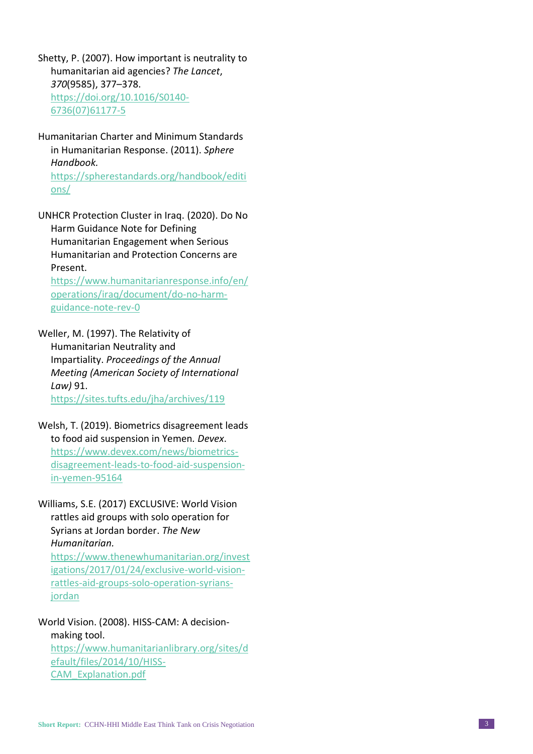Shetty, P. (2007). How important is neutrality to humanitarian aid agencies? *The Lancet*, *370*(9585), 377–378. https://doi.org/10.1016/S0140-6736(07)61177-5

Humanitarian Charter and Minimum Standards in Humanitarian Response. (2011). *Sphere Handbook.* https://spherestandards.org/handbook/editions/

UNHCR Protection Cluster in Iraq. (2020). Do No Harm Guidance Note for Defining Humanitarian Engagement when Serious Humanitarian and Protection Concerns are Present. https://www.humanitarianresponse.info/en/operations/iraq/document/do-no-harm-guidance-note-rev-0

Weller, M. (1997). The Relativity of Humanitarian Neutrality and Impartiality. *Proceedings of the Annual Meeting (American Society of International Law)* 91. https://sites.tufts.edu/jha/archives/119

Welsh, T. (2019). Biometrics disagreement leads to food aid suspension in Yemen. *Devex*. https://www.devex.com/news/biometrics-disagreement-leads-to-food-aid-suspension-in-yemen-95164

Williams, S.E. (2017) EXCLUSIVE: World Vision rattles aid groups with solo operation for Syrians at Jordan border. *The New Humanitarian.* https://www.thenewhumanitarian.org/investigations/2017/01/24/exclusive-world-vision-rattles-aid-groups-solo-operation-syrians-jordan

World Vision. (2008). HISS-CAM: A decision-making tool. https://www.humanitarianlibrary.org/sites/default/files/2014/10/HISS-CAM_Explanation.pdf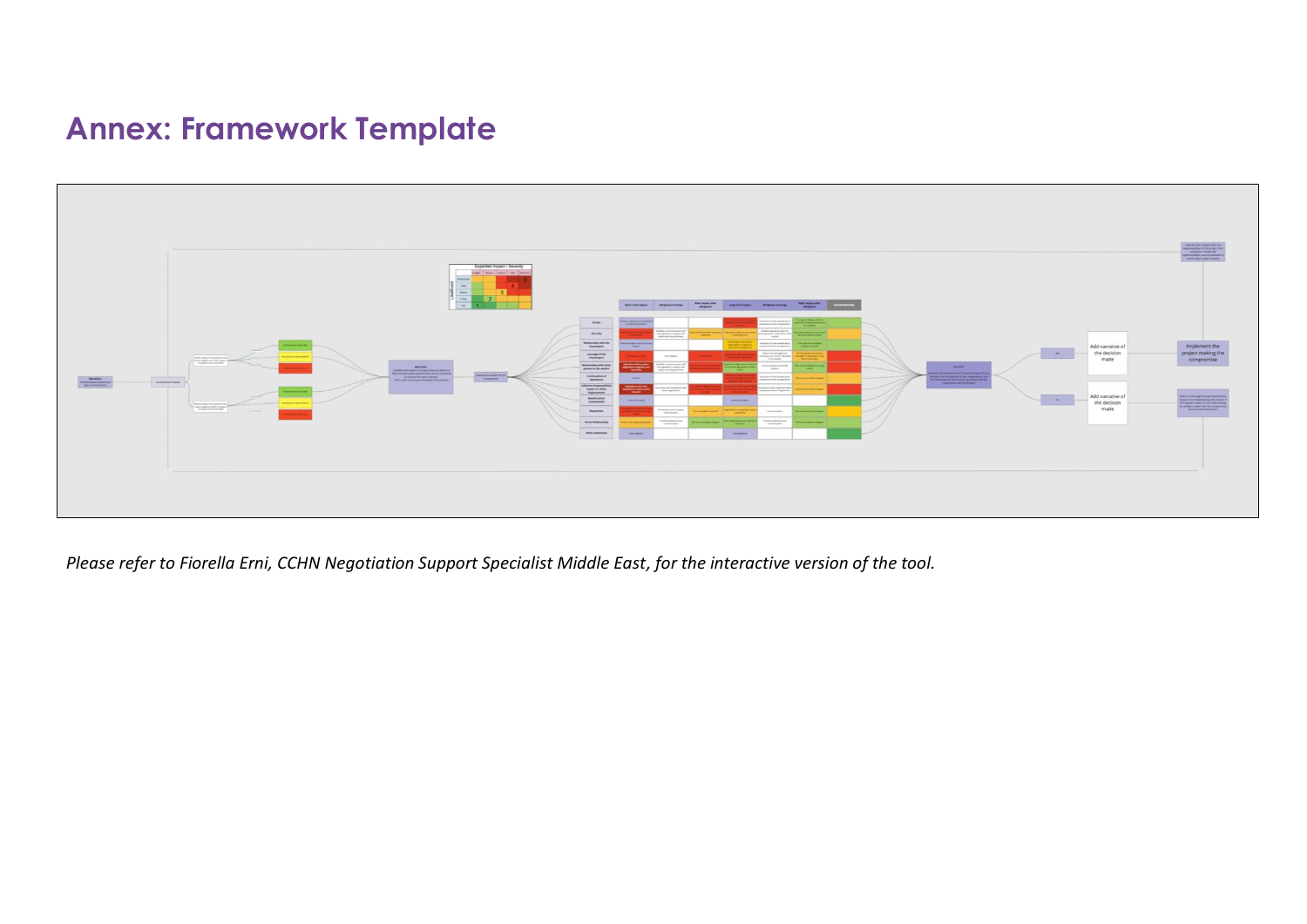# Annex: Framework Template

*Please refer to Fiorella Erni, CCHN Negotiation Support Specialist Middle East, for the interactive version of the tool.*